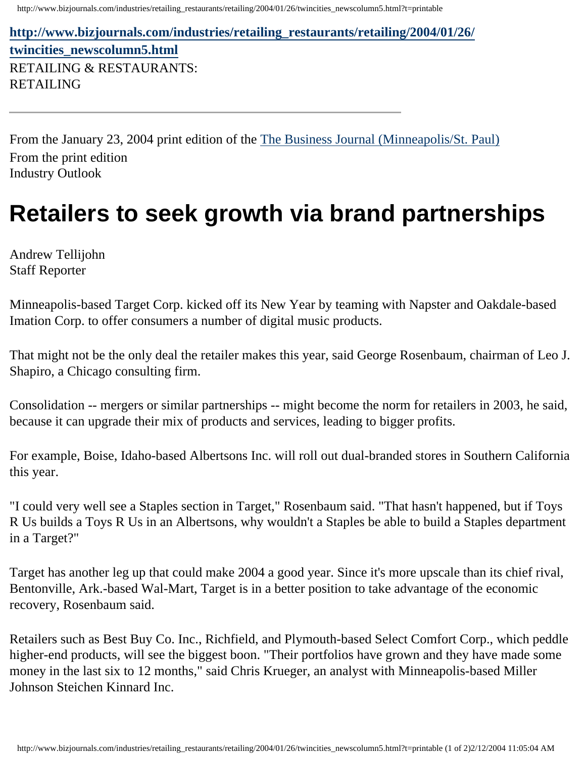**[http://www.bizjournals.com/industries/retailing_restaurants/retailing/2004/01/26/twincities_newscolumn5.html](http://www.bizjournals.com/industries/retailing_restaurants/retailing/2004/01/26/twincities_newscolumn5.html)**

RETAILING & RESTAURANTS: RETAILING

---

From the January 23, 2004 print edition of the The Business Journal (Minneapolis/St. Paul)

From the print edition

Industry Outlook

# Retailers to seek growth via brand partnerships

Andrew Tellijohn
Staff Reporter

Minneapolis-based Target Corp. kicked off its New Year by teaming with Napster and Oakdale-based Imation Corp. to offer consumers a number of digital music products.

That might not be the only deal the retailer makes this year, said George Rosenbaum, chairman of Leo J. Shapiro, a Chicago consulting firm.

Consolidation -- mergers or similar partnerships -- might become the norm for retailers in 2003, he said, because it can upgrade their mix of products and services, leading to bigger profits.

For example, Boise, Idaho-based Albertsons Inc. will roll out dual-branded stores in Southern California this year.

"I could very well see a Staples section in Target," Rosenbaum said. "That hasn't happened, but if Toys R Us builds a Toys R Us in an Albertsons, why wouldn't a Staples be able to build a Staples department in a Target?"

Target has another leg up that could make 2004 a good year. Since it's more upscale than its chief rival, Bentonville, Ark.-based Wal-Mart, Target is in a better position to take advantage of the economic recovery, Rosenbaum said.

Retailers such as Best Buy Co. Inc., Richfield, and Plymouth-based Select Comfort Corp., which peddle higher-end products, will see the biggest boon. "Their portfolios have grown and they have made some money in the last six to 12 months," said Chris Krueger, an analyst with Minneapolis-based Miller Johnson Steichen Kinnard Inc.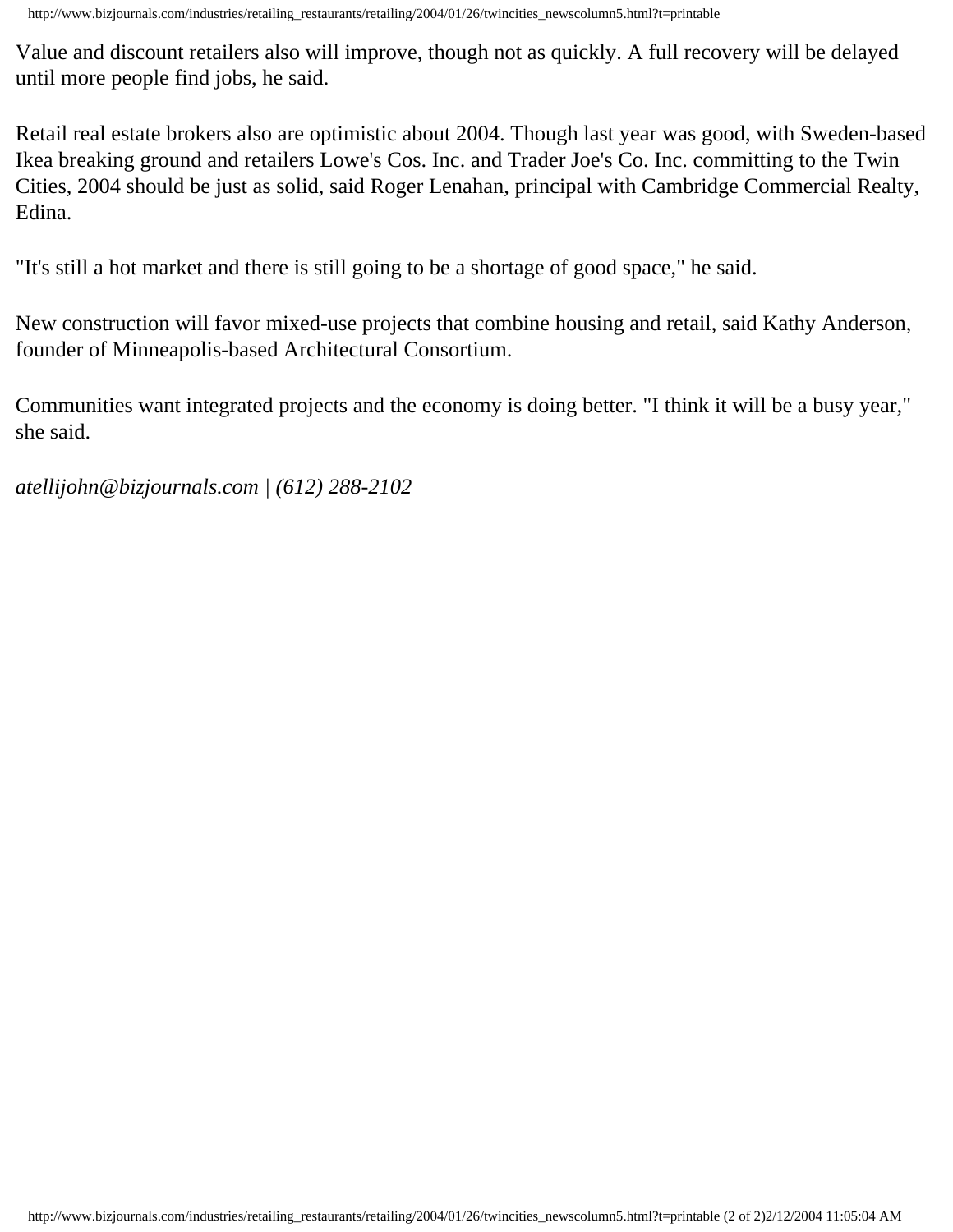Value and discount retailers also will improve, though not as quickly. A full recovery will be delayed until more people find jobs, he said.

Retail real estate brokers also are optimistic about 2004. Though last year was good, with Sweden-based Ikea breaking ground and retailers Lowe's Cos. Inc. and Trader Joe's Co. Inc. committing to the Twin Cities, 2004 should be just as solid, said Roger Lenahan, principal with Cambridge Commercial Realty, Edina.

"It's still a hot market and there is still going to be a shortage of good space," he said.

New construction will favor mixed-use projects that combine housing and retail, said Kathy Anderson, founder of Minneapolis-based Architectural Consortium.

Communities want integrated projects and the economy is doing better. "I think it will be a busy year," she said.

*atellijohn@bizjournals.com | (612) 288-2102*